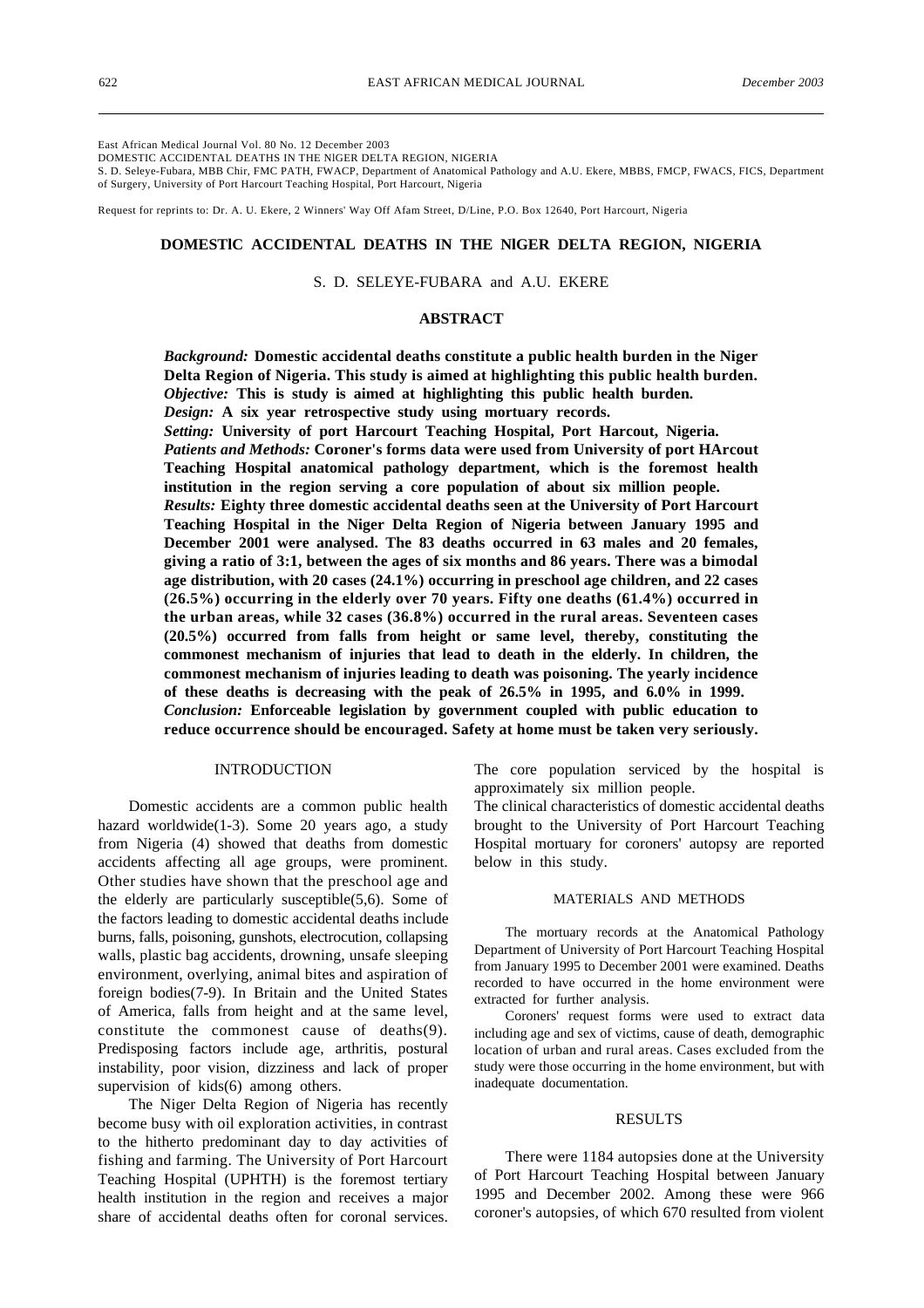East African Medical Journal Vol. 80 No. 12 December 2003

DOMESTIC ACCIDENTAL DEATHS IN THE NIGER DELTA REGION, NIGERIA

S. D. Seleye-Fubara, MBB Chir, FMC PATH, FWACP, Department of Anatomical Pathology and A.U. Ekere, MBBS, FMCP, FWACS, FICS, Department of Surgery, University of Port Harcourt Teaching Hospital, Port Harcourt, Nigeria

Request for reprints to: Dr. A. U. Ekere, 2 Winners' Way Off Afam Street, D/Line, P.O. Box 12640, Port Harcourt, Nigeria

# DOMESTIC ACCIDENTAL DEATHS IN THE NIGER DELTA REGION, NIGERIA

S. D. SELEYE-FUBARA and A.U. EKERE

## ABSTRACT

***Background:*** **Domestic accidental deaths constitute a public health burden in the Niger Delta Region of Nigeria. This study is aimed at highlighting this public health burden.**

***Objective:*** **This is study is aimed at highlighting this public health burden.**

***Design:*** **A six year retrospective study using mortuary records.**

***Setting:*** **University of port Harcourt Teaching Hospital, Port Harcout, Nigeria.**

***Patients and Methods:*** **Coroner's forms data were used from University of port HArcout Teaching Hospital anatomical pathology department, which is the foremost health institution in the region serving a core population of about six million people.**

***Results:*** **Eighty three domestic accidental deaths seen at the University of Port Harcourt Teaching Hospital in the Niger Delta Region of Nigeria between January 1995 and December 2001 were analysed. The 83 deaths occurred in 63 males and 20 females, giving a ratio of 3:1, between the ages of six months and 86 years. There was a bimodal age distribution, with 20 cases (24.1%) occurring in preschool age children, and 22 cases (26.5%) occurring in the elderly over 70 years. Fifty one deaths (61.4%) occurred in the urban areas, while 32 cases (36.8%) occurred in the rural areas. Seventeen cases (20.5%) occurred from falls from height or same level, thereby, constituting the commonest mechanism of injuries that lead to death in the elderly. In children, the commonest mechanism of injuries leading to death was poisoning. The yearly incidence of these deaths is decreasing with the peak of 26.5% in 1995, and 6.0% in 1999.**

***Conclusion:*** **Enforceable legislation by government coupled with public education to reduce occurrence should be encouraged. Safety at home must be taken very seriously.**

## INTRODUCTION

Domestic accidents are a common public health hazard worldwide(1-3). Some 20 years ago, a study from Nigeria (4) showed that deaths from domestic accidents affecting all age groups, were prominent. Other studies have shown that the preschool age and the elderly are particularly susceptible(5,6). Some of the factors leading to domestic accidental deaths include burns, falls, poisoning, gunshots, electrocution, collapsing walls, plastic bag accidents, drowning, unsafe sleeping environment, overlying, animal bites and aspiration of foreign bodies(7-9). In Britain and the United States of America, falls from height and at the same level, constitute the commonest cause of deaths(9). Predisposing factors include age, arthritis, postural instability, poor vision, dizziness and lack of proper supervision of kids(6) among others.

The Niger Delta Region of Nigeria has recently become busy with oil exploration activities, in contrast to the hitherto predominant day to day activities of fishing and farming. The University of Port Harcourt Teaching Hospital (UPHTH) is the foremost tertiary health institution in the region and receives a major share of accidental deaths often for coronal services. The core population serviced by the hospital is approximately six million people.

The clinical characteristics of domestic accidental deaths brought to the University of Port Harcourt Teaching Hospital mortuary for coroners' autopsy are reported below in this study.

## MATERIALS AND METHODS

The mortuary records at the Anatomical Pathology Department of University of Port Harcourt Teaching Hospital from January 1995 to December 2001 were examined. Deaths recorded to have occurred in the home environment were extracted for further analysis.

Coroners' request forms were used to extract data including age and sex of victims, cause of death, demographic location of urban and rural areas. Cases excluded from the study were those occurring in the home environment, but with inadequate documentation.

## RESULTS

There were 1184 autopsies done at the University of Port Harcourt Teaching Hospital between January 1995 and December 2002. Among these were 966 coroner's autopsies, of which 670 resulted from violent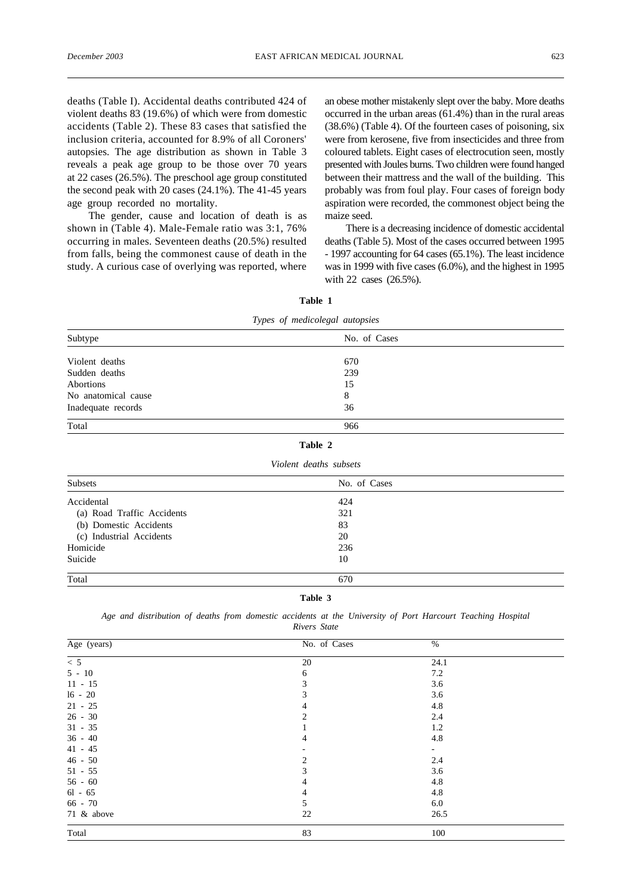deaths (Table I). Accidental deaths contributed 424 of violent deaths 83 (19.6%) of which were from domestic accidents (Table 2). These 83 cases that satisfied the inclusion criteria, accounted for 8.9% of all Coroners' autopsies. The age distribution as shown in Table 3 reveals a peak age group to be those over 70 years at 22 cases (26.5%). The preschool age group constituted the second peak with 20 cases (24.1%). The 41-45 years age group recorded no mortality.

The gender, cause and location of death is as shown in (Table 4). Male-Female ratio was 3:1, 76% occurring in males. Seventeen deaths (20.5%) resulted from falls, being the commonest cause of death in the study. A curious case of overlying was reported, where an obese mother mistakenly slept over the baby. More deaths occurred in the urban areas (61.4%) than in the rural areas (38.6%) (Table 4). Of the fourteen cases of poisoning, six were from kerosene, five from insecticides and three from coloured tablets. Eight cases of electrocution seen, mostly presented with Joules burns. Two children were found hanged between their mattress and the wall of the building. This probably was from foul play. Four cases of foreign body aspiration were recorded, the commonest object being the maize seed.

There is a decreasing incidence of domestic accidental deaths (Table 5). Most of the cases occurred between 1995 - 1997 accounting for 64 cases (65.1%). The least incidence was in 1999 with five cases (6.0%), and the highest in 1995 with 22 cases (26.5%).

**Table 1**

*Types of medicolegal autopsies*

| Subtype | No. of Cases |
|---|---|
| Violent deaths | 670 |
| Sudden deaths | 239 |
| Abortions | 15 |
| No anatomical cause | 8 |
| Inadequate records | 36 |
| Total | 966 |

**Table 2**

*Violent deaths subsets*

| Subsets | No. of Cases |
|---|---|
| Accidental | 424 |
| (a) Road Traffic Accidents | 321 |
| (b) Domestic Accidents | 83 |
| (c) Industrial Accidents | 20 |
| Homicide | 236 |
| Suicide | 10 |
| Total | 670 |

**Table 3**

*Age and distribution of deaths from domestic accidents at the University of Port Harcourt Teaching Hospital Rivers State*

| Age (years) | No. of Cases | % |
|---|---|---|
| < 5 | 20 | 24.1 |
| 5 - 10 | 6 | 7.2 |
| 11 - 15 | 3 | 3.6 |
| 16 - 20 | 3 | 3.6 |
| 21 - 25 | 4 | 4.8 |
| 26 - 30 | 2 | 2.4 |
| 31 - 35 | 1 | 1.2 |
| 36 - 40 | 4 | 4.8 |
| 41 - 45 | - | - |
| 46 - 50 | 2 | 2.4 |
| 51 - 55 | 3 | 3.6 |
| 56 - 60 | 4 | 4.8 |
| 61 - 65 | 4 | 4.8 |
| 66 - 70 | 5 | 6.0 |
| 71 & above | 22 | 26.5 |
| Total | 83 | 100 |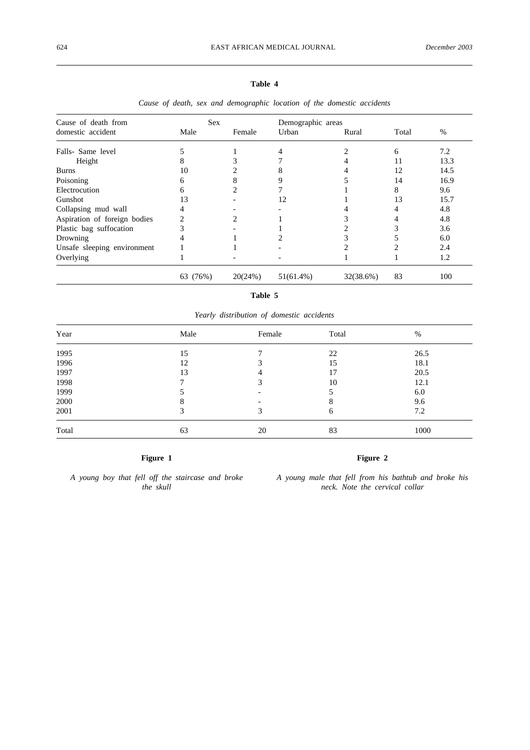**Table 4**

*Cause of death, sex and demographic location of the domestic accidents*

| Cause of death from domestic accident | Sex | | Demographic areas | | | |
|---|---|---|---|---|---|---|
| | Male | Female | Urban | Rural | Total | % |
| Falls- Same level | 5 | 1 | 4 | 2 | 6 | 7.2 |
| Height | 8 | 3 | 7 | 4 | 11 | 13.3 |
| Burns | 10 | 2 | 8 | 4 | 12 | 14.5 |
| Poisoning | 6 | 8 | 9 | 5 | 14 | 16.9 |
| Electrocution | 6 | 2 | 7 | 1 | 8 | 9.6 |
| Gunshot | 13 | - | 12 | 1 | 13 | 15.7 |
| Collapsing mud wall | 4 | - | - | 4 | 4 | 4.8 |
| Aspiration of foreign bodies | 2 | 2 | 1 | 3 | 4 | 4.8 |
| Plastic bag suffocation | 3 | - | 1 | 2 | 3 | 3.6 |
| Drowning | 4 | 1 | 2 | 3 | 5 | 6.0 |
| Unsafe sleeping environment | 1 | 1 | - | 2 | 2 | 2.4 |
| Overlying | 1 | - | - | 1 | 1 | 1.2 |
| | 63 (76%) | 20(24%) | 51(61.4%) | 32(38.6%) | 83 | 100 |

**Table 5**

*Yearly distribution of domestic accidents*

| Year | Male | Female | Total | % |
|---|---|---|---|---|
| 1995 | 15 | 7 | 22 | 26.5 |
| 1996 | 12 | 3 | 15 | 18.1 |
| 1997 | 13 | 4 | 17 | 20.5 |
| 1998 | 7 | 3 | 10 | 12.1 |
| 1999 | 5 | - | 5 | 6.0 |
| 2000 | 8 | - | 8 | 9.6 |
| 2001 | 3 | 3 | 6 | 7.2 |
| Total | 63 | 20 | 83 | 1000 |

**Figure 1**

*A young boy that fell off the staircase and broke the skull*

**Figure 2**

*A young male that fell from his bathtub and broke his neck. Note the cervical collar*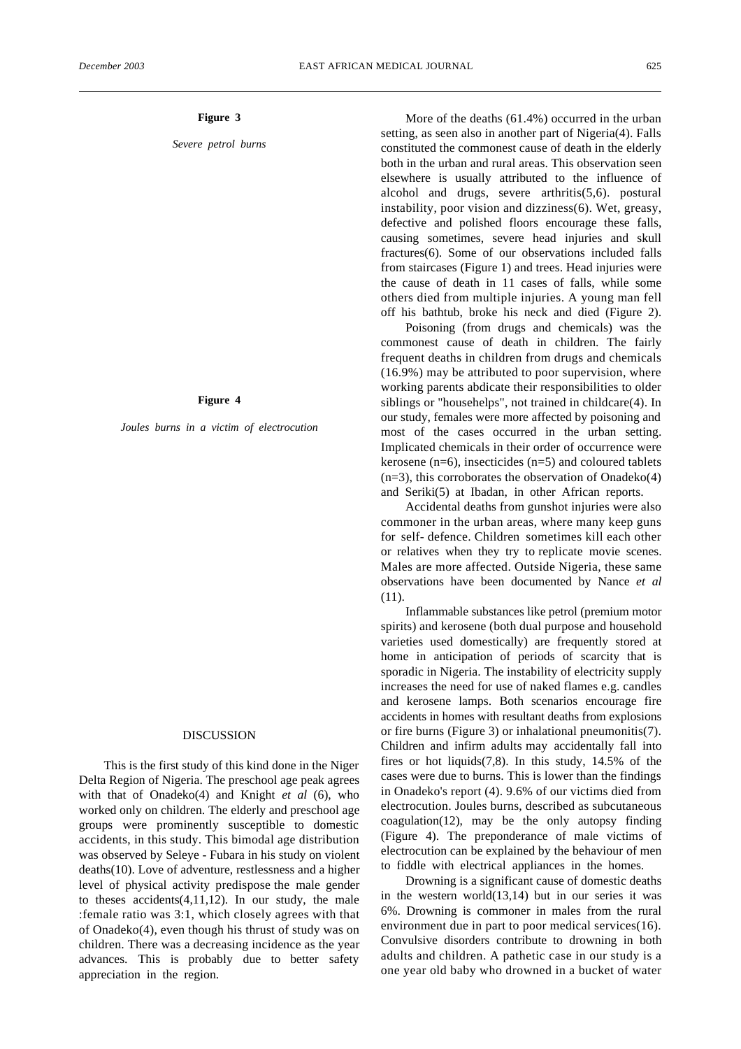**Figure 3**

*Severe petrol burns*

**Figure 4**

*Joules burns in a victim of electrocution*

## DISCUSSION

This is the first study of this kind done in the Niger Delta Region of Nigeria. The preschool age peak agrees with that of Onadeko(4) and Knight *et al* (6), who worked only on children. The elderly and preschool age groups were prominently susceptible to domestic accidents, in this study. This bimodal age distribution was observed by Seleye - Fubara in his study on violent deaths(10). Love of adventure, restlessness and a higher level of physical activity predispose the male gender to theses accidents(4,11,12). In our study, the male :female ratio was 3:1, which closely agrees with that of Onadeko(4), even though his thrust of study was on children. There was a decreasing incidence as the year advances. This is probably due to better safety appreciation in the region.

More of the deaths (61.4%) occurred in the urban setting, as seen also in another part of Nigeria(4). Falls constituted the commonest cause of death in the elderly both in the urban and rural areas. This observation seen elsewhere is usually attributed to the influence of alcohol and drugs, severe arthritis(5,6). postural instability, poor vision and dizziness(6). Wet, greasy, defective and polished floors encourage these falls, causing sometimes, severe head injuries and skull fractures(6). Some of our observations included falls from staircases (Figure 1) and trees. Head injuries were the cause of death in 11 cases of falls, while some others died from multiple injuries. A young man fell off his bathtub, broke his neck and died (Figure 2).

Poisoning (from drugs and chemicals) was the commonest cause of death in children. The fairly frequent deaths in children from drugs and chemicals (16.9%) may be attributed to poor supervision, where working parents abdicate their responsibilities to older siblings or "househelps", not trained in childcare(4). In our study, females were more affected by poisoning and most of the cases occurred in the urban setting. Implicated chemicals in their order of occurrence were kerosene (n=6), insecticides (n=5) and coloured tablets (n=3), this corroborates the observation of Onadeko(4) and Seriki(5) at Ibadan, in other African reports.

Accidental deaths from gunshot injuries were also commoner in the urban areas, where many keep guns for self- defence. Children sometimes kill each other or relatives when they try to replicate movie scenes. Males are more affected. Outside Nigeria, these same observations have been documented by Nance *et al* (11).

Inflammable substances like petrol (premium motor spirits) and kerosene (both dual purpose and household varieties used domestically) are frequently stored at home in anticipation of periods of scarcity that is sporadic in Nigeria. The instability of electricity supply increases the need for use of naked flames e.g. candles and kerosene lamps. Both scenarios encourage fire accidents in homes with resultant deaths from explosions or fire burns (Figure 3) or inhalational pneumonitis(7). Children and infirm adults may accidentally fall into fires or hot liquids(7,8). In this study, 14.5% of the cases were due to burns. This is lower than the findings in Onadeko's report (4). 9.6% of our victims died from electrocution. Joules burns, described as subcutaneous coagulation(12), may be the only autopsy finding (Figure 4). The preponderance of male victims of electrocution can be explained by the behaviour of men to fiddle with electrical appliances in the homes.

Drowning is a significant cause of domestic deaths in the western world(13,14) but in our series it was 6%. Drowning is commoner in males from the rural environment due in part to poor medical services(16). Convulsive disorders contribute to drowning in both adults and children. A pathetic case in our study is a one year old baby who drowned in a bucket of water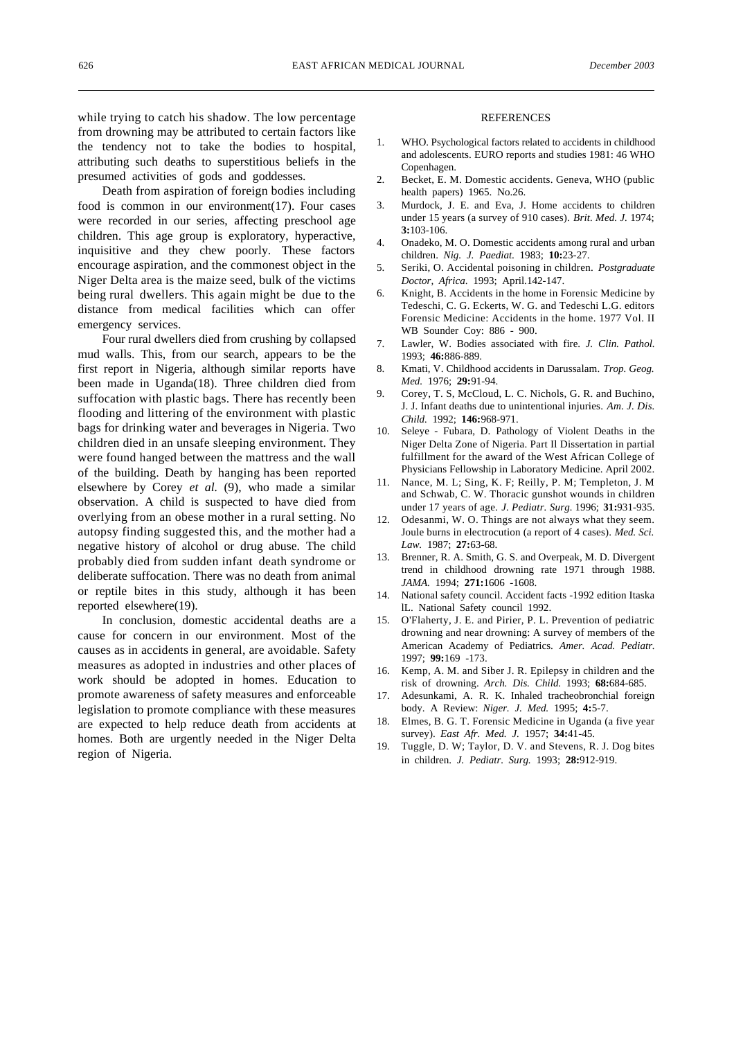while trying to catch his shadow. The low percentage from drowning may be attributed to certain factors like the tendency not to take the bodies to hospital, attributing such deaths to superstitious beliefs in the presumed activities of gods and goddesses.

Death from aspiration of foreign bodies including food is common in our environment(17). Four cases were recorded in our series, affecting preschool age children. This age group is exploratory, hyperactive, inquisitive and they chew poorly. These factors encourage aspiration, and the commonest object in the Niger Delta area is the maize seed, bulk of the victims being rural dwellers. This again might be due to the distance from medical facilities which can offer emergency services.

Four rural dwellers died from crushing by collapsed mud walls. This, from our search, appears to be the first report in Nigeria, although similar reports have been made in Uganda(18). Three children died from suffocation with plastic bags. There has recently been flooding and littering of the environment with plastic bags for drinking water and beverages in Nigeria. Two children died in an unsafe sleeping environment. They were found hanged between the mattress and the wall of the building. Death by hanging has been reported elsewhere by Corey *et al.* (9), who made a similar observation. A child is suspected to have died from overlying from an obese mother in a rural setting. No autopsy finding suggested this, and the mother had a negative history of alcohol or drug abuse. The child probably died from sudden infant death syndrome or deliberate suffocation. There was no death from animal or reptile bites in this study, although it has been reported elsewhere(19).

In conclusion, domestic accidental deaths are a cause for concern in our environment. Most of the causes as in accidents in general, are avoidable. Safety measures as adopted in industries and other places of work should be adopted in homes. Education to promote awareness of safety measures and enforceable legislation to promote compliance with these measures are expected to help reduce death from accidents at homes. Both are urgently needed in the Niger Delta region of Nigeria.

## REFERENCES

1. WHO. Psychological factors related to accidents in childhood and adolescents. EURO reports and studies 1981: 46 WHO Copenhagen.
2. Becket, E. M. Domestic accidents. Geneva, WHO (public health papers) 1965. No.26.
3. Murdock, J. E. and Eva, J. Home accidents to children under 15 years (a survey of 910 cases). *Brit. Med. J.* 1974; **3:**103-106.
4. Onadeko, M. O. Domestic accidents among rural and urban children. *Nig. J. Paediat.* 1983; **10:**23-27.
5. Seriki, O. Accidental poisoning in children. *Postgraduate Doctor, Africa.* 1993; April.142-147.
6. Knight, B. Accidents in the home in Forensic Medicine by Tedeschi, C. G. Eckerts, W. G. and Tedeschi L.G. editors Forensic Medicine: Accidents in the home. 1977 Vol. II WB Sounder Coy: 886 - 900.
7. Lawler, W. Bodies associated with fire. *J. Clin. Pathol.* 1993; **46:**886-889.
8. Kmati, V. Childhood accidents in Darussalam. *Trop. Geog. Med.* 1976; **29:**91-94.
9. Corey, T. S, McCloud, L. C. Nichols, G. R. and Buchino, J. J. Infant deaths due to unintentional injuries. *Am. J. Dis. Child.* 1992; **146:**968-971.
10. Seleye - Fubara, D. Pathology of Violent Deaths in the Niger Delta Zone of Nigeria. Part Il Dissertation in partial fulfillment for the award of the West African College of Physicians Fellowship in Laboratory Medicine. April 2002.
11. Nance, M. L; Sing, K. F; Reilly, P. M; Templeton, J. M and Schwab, C. W. Thoracic gunshot wounds in children under 17 years of age. *J. Pediatr. Surg.* 1996; **31:**931-935.
12. Odesanmi, W. O. Things are not always what they seem. Joule burns in electrocution (a report of 4 cases). *Med. Sci. Law.* 1987; **27:**63-68.
13. Brenner, R. A. Smith, G. S. and Overpeak, M. D. Divergent trend in childhood drowning rate 1971 through 1988. *JAMA.* 1994; **271:**1606 -1608.
14. National safety council. Accident facts -1992 edition Itaska lL. National Safety council 1992.
15. O'Flaherty, J. E. and Pirier, P. L. Prevention of pediatric drowning and near drowning: A survey of members of the American Academy of Pediatrics. *Amer. Acad. Pediatr.* 1997; **99:**169 -173.
16. Kemp, A. M. and Siber J. R. Epilepsy in children and the risk of drowning. *Arch. Dis. Child.* 1993; **68:**684-685.
17. Adesunkami, A. R. K. Inhaled tracheobronchial foreign body. A Review: *Niger. J. Med.* 1995; **4:**5-7.
18. Elmes, B. G. T. Forensic Medicine in Uganda (a five year survey). *East Afr. Med. J.* 1957; **34:**41-45.
19. Tuggle, D. W; Taylor, D. V. and Stevens, R. J. Dog bites in children. *J. Pediatr. Surg.* 1993; **28:**912-919.